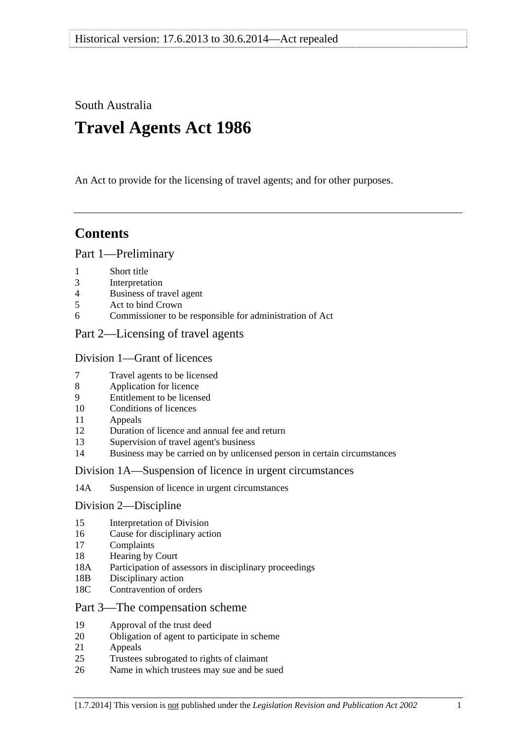Historical version: 17.6.2013 to 30.6.2014—Act repealed

South Australia

# Travel Agents Act 1986

An Act to provide for the licensing of travel agents; and for other purposes.

---

## Contents

### Part 1—Preliminary

1 Short title
3 Interpretation
4 Business of travel agent
5 Act to bind Crown
6 Commissioner to be responsible for administration of Act

### Part 2—Licensing of travel agents

#### Division 1—Grant of licences

7 Travel agents to be licensed
8 Application for licence
9 Entitlement to be licensed
10 Conditions of licences
11 Appeals
12 Duration of licence and annual fee and return
13 Supervision of travel agent's business
14 Business may be carried on by unlicensed person in certain circumstances

#### Division 1A—Suspension of licence in urgent circumstances

14A Suspension of licence in urgent circumstances

#### Division 2—Discipline

15 Interpretation of Division
16 Cause for disciplinary action
17 Complaints
18 Hearing by Court
18A Participation of assessors in disciplinary proceedings
18B Disciplinary action
18C Contravention of orders

### Part 3—The compensation scheme

19 Approval of the trust deed
20 Obligation of agent to participate in scheme
21 Appeals
25 Trustees subrogated to rights of claimant
26 Name in which trustees may sue and be sued

[1.7.2014] This version is not published under the *Legislation Revision and Publication Act 2002*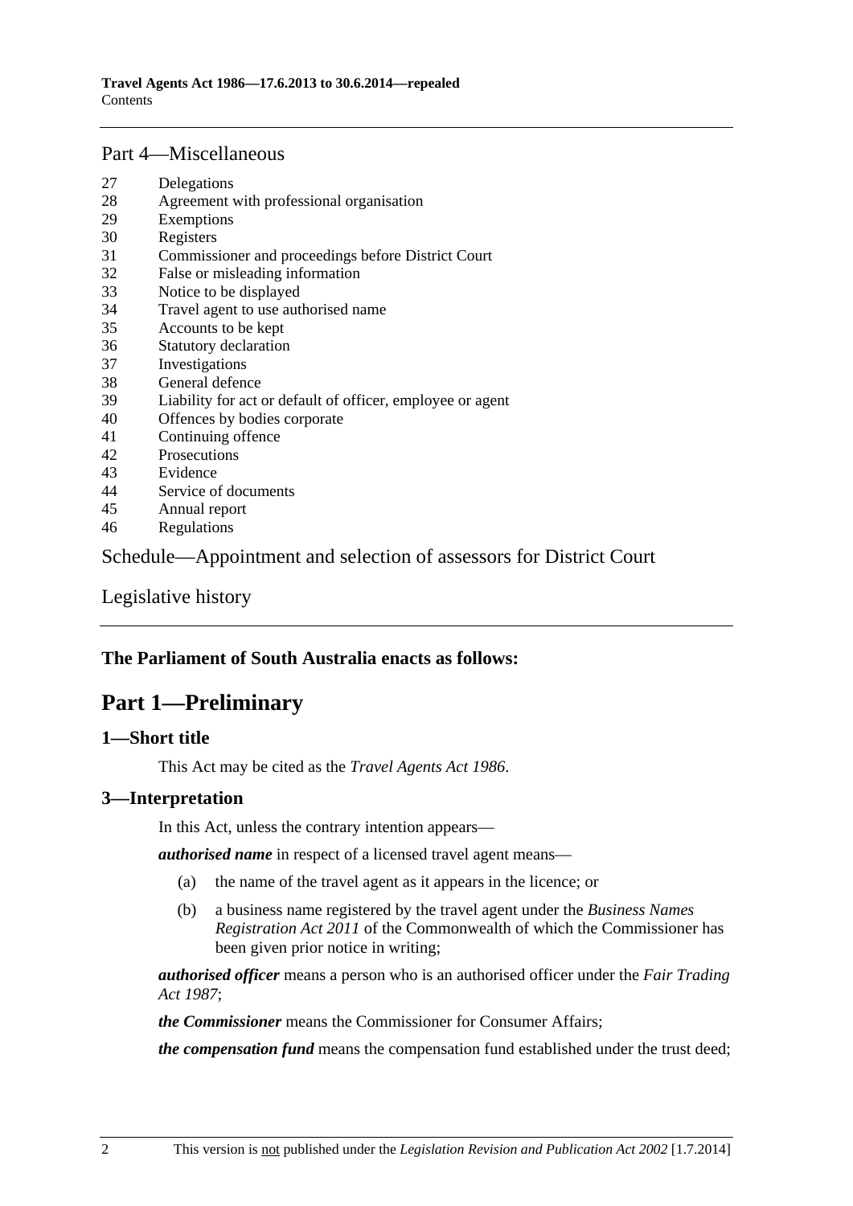## Part 4—Miscellaneous

27 Delegations
28 Agreement with professional organisation
29 Exemptions
30 Registers
31 Commissioner and proceedings before District Court
32 False or misleading information
33 Notice to be displayed
34 Travel agent to use authorised name
35 Accounts to be kept
36 Statutory declaration
37 Investigations
38 General defence
39 Liability for act or default of officer, employee or agent
40 Offences by bodies corporate
41 Continuing offence
42 Prosecutions
43 Evidence
44 Service of documents
45 Annual report
46 Regulations

## Schedule—Appointment and selection of assessors for District Court

## Legislative history

---

**The Parliament of South Australia enacts as follows:**

# Part 1—Preliminary

### 1—Short title

This Act may be cited as the *Travel Agents Act 1986*.

### 3—Interpretation

In this Act, unless the contrary intention appears—

***authorised name*** in respect of a licensed travel agent means—

(a) the name of the travel agent as it appears in the licence; or

(b) a business name registered by the travel agent under the *Business Names Registration Act 2011* of the Commonwealth of which the Commissioner has been given prior notice in writing;

***authorised officer*** means a person who is an authorised officer under the *Fair Trading Act 1987*;

***the Commissioner*** means the Commissioner for Consumer Affairs;

***the compensation fund*** means the compensation fund established under the trust deed;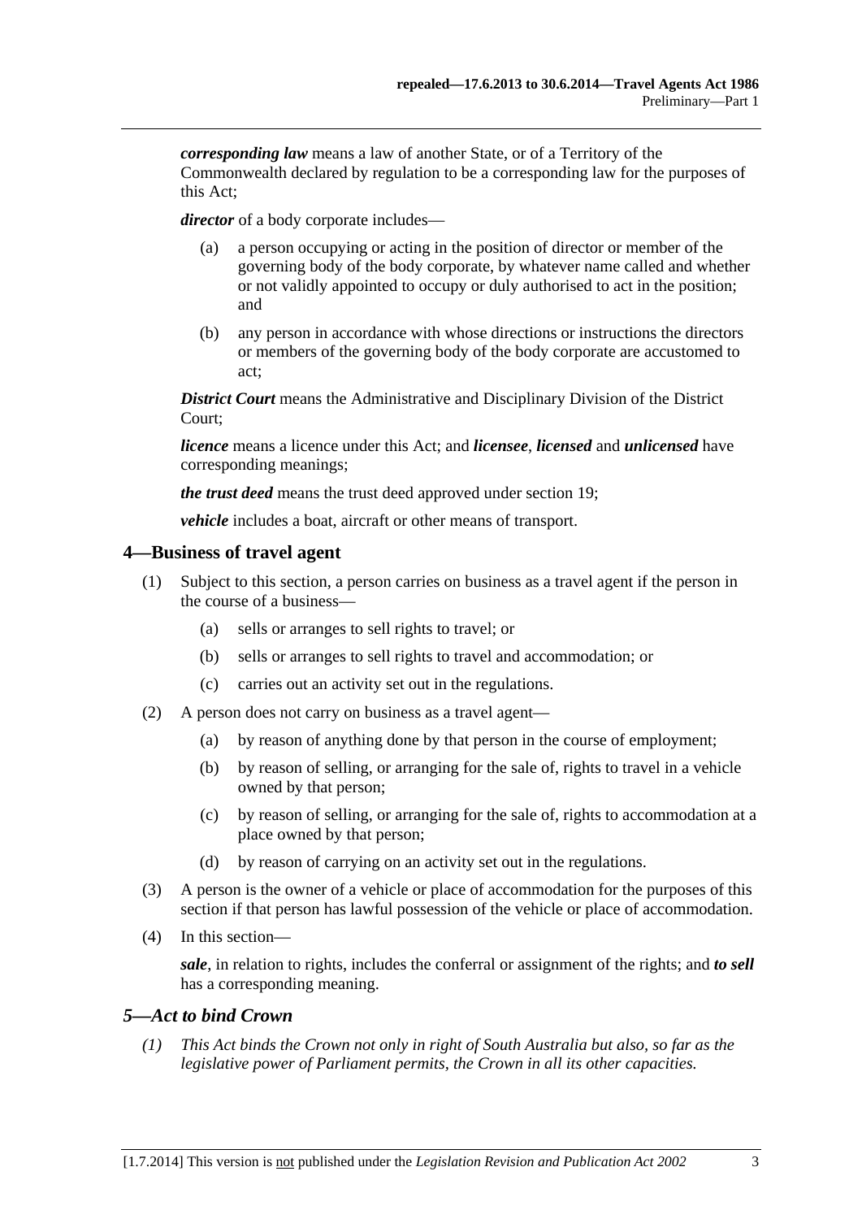***corresponding law*** means a law of another State, or of a Territory of the Commonwealth declared by regulation to be a corresponding law for the purposes of this Act;

***director*** of a body corporate includes—

(a) a person occupying or acting in the position of director or member of the governing body of the body corporate, by whatever name called and whether or not validly appointed to occupy or duly authorised to act in the position; and

(b) any person in accordance with whose directions or instructions the directors or members of the governing body of the body corporate are accustomed to act;

***District Court*** means the Administrative and Disciplinary Division of the District Court;

***licence*** means a licence under this Act; and ***licensee***, ***licensed*** and ***unlicensed*** have corresponding meanings;

***the trust deed*** means the trust deed approved under section 19;

***vehicle*** includes a boat, aircraft or other means of transport.

## 4—Business of travel agent

(1) Subject to this section, a person carries on business as a travel agent if the person in the course of a business—

(a) sells or arranges to sell rights to travel; or

(b) sells or arranges to sell rights to travel and accommodation; or

(c) carries out an activity set out in the regulations.

(2) A person does not carry on business as a travel agent—

(a) by reason of anything done by that person in the course of employment;

(b) by reason of selling, or arranging for the sale of, rights to travel in a vehicle owned by that person;

(c) by reason of selling, or arranging for the sale of, rights to accommodation at a place owned by that person;

(d) by reason of carrying on an activity set out in the regulations.

(3) A person is the owner of a vehicle or place of accommodation for the purposes of this section if that person has lawful possession of the vehicle or place of accommodation.

(4) In this section—

***sale***, in relation to rights, includes the conferral or assignment of the rights; and ***to sell*** has a corresponding meaning.

## *5—Act to bind Crown*

*(1) This Act binds the Crown not only in right of South Australia but also, so far as the legislative power of Parliament permits, the Crown in all its other capacities.*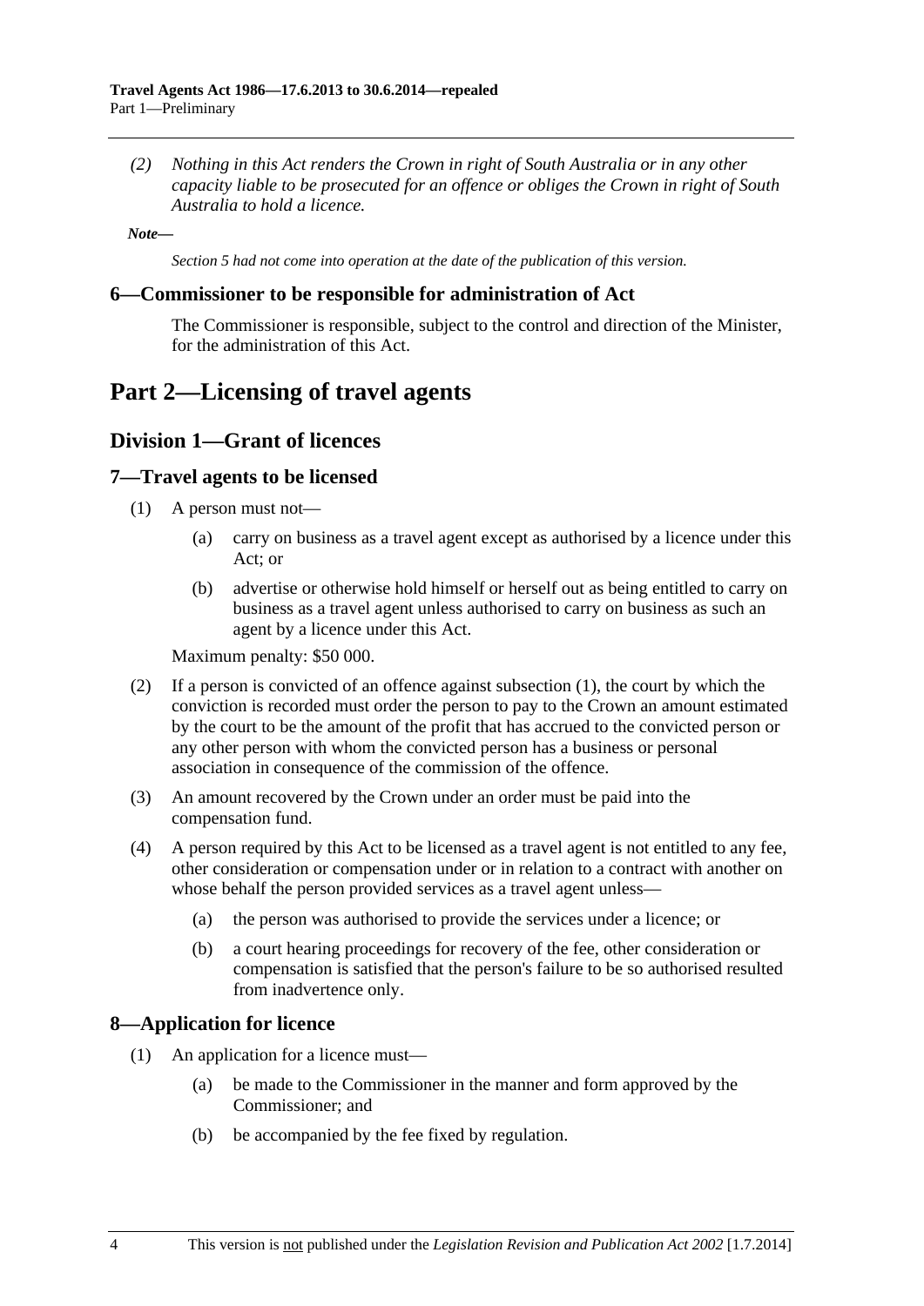*(2) Nothing in this Act renders the Crown in right of South Australia or in any other capacity liable to be prosecuted for an offence or obliges the Crown in right of South Australia to hold a licence.*

***Note—***

*Section 5 had not come into operation at the date of the publication of this version.*

### 6—Commissioner to be responsible for administration of Act

The Commissioner is responsible, subject to the control and direction of the Minister, for the administration of this Act.

# Part 2—Licensing of travel agents

## Division 1—Grant of licences

### 7—Travel agents to be licensed

(1) A person must not—

(a) carry on business as a travel agent except as authorised by a licence under this Act; or

(b) advertise or otherwise hold himself or herself out as being entitled to carry on business as a travel agent unless authorised to carry on business as such an agent by a licence under this Act.

Maximum penalty: $50 000.

(2) If a person is convicted of an offence against subsection (1), the court by which the conviction is recorded must order the person to pay to the Crown an amount estimated by the court to be the amount of the profit that has accrued to the convicted person or any other person with whom the convicted person has a business or personal association in consequence of the commission of the offence.

(3) An amount recovered by the Crown under an order must be paid into the compensation fund.

(4) A person required by this Act to be licensed as a travel agent is not entitled to any fee, other consideration or compensation under or in relation to a contract with another on whose behalf the person provided services as a travel agent unless—

(a) the person was authorised to provide the services under a licence; or

(b) a court hearing proceedings for recovery of the fee, other consideration or compensation is satisfied that the person's failure to be so authorised resulted from inadvertence only.

### 8—Application for licence

(1) An application for a licence must—

(a) be made to the Commissioner in the manner and form approved by the Commissioner; and

(b) be accompanied by the fee fixed by regulation.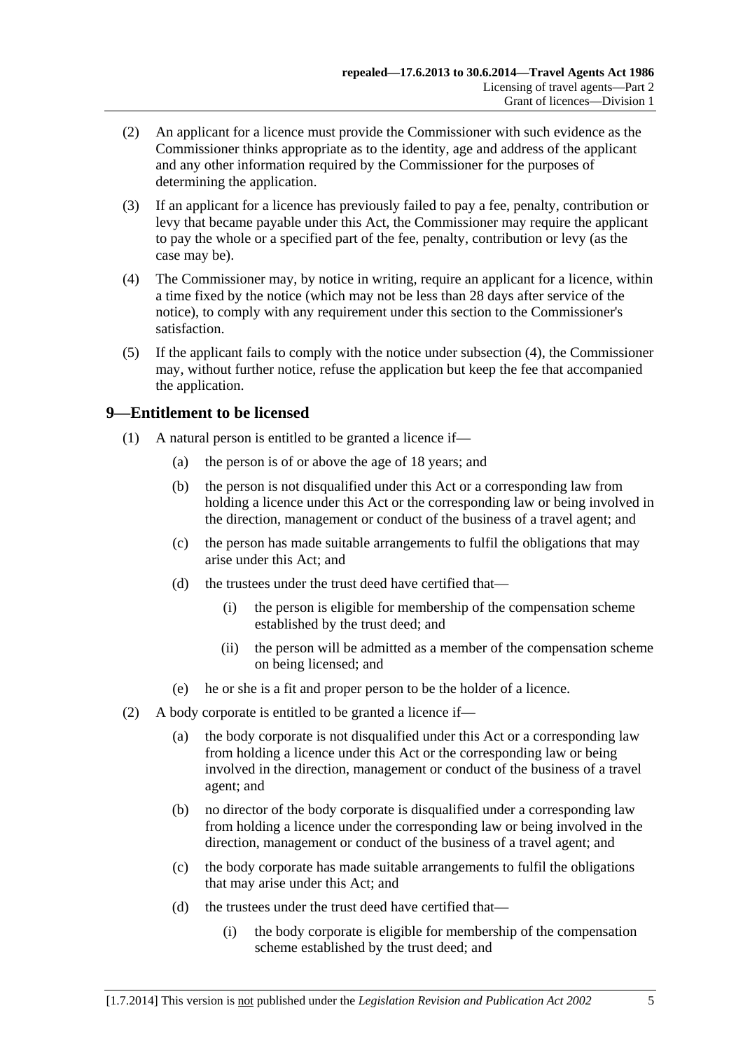(2) An applicant for a licence must provide the Commissioner with such evidence as the Commissioner thinks appropriate as to the identity, age and address of the applicant and any other information required by the Commissioner for the purposes of determining the application.

(3) If an applicant for a licence has previously failed to pay a fee, penalty, contribution or levy that became payable under this Act, the Commissioner may require the applicant to pay the whole or a specified part of the fee, penalty, contribution or levy (as the case may be).

(4) The Commissioner may, by notice in writing, require an applicant for a licence, within a time fixed by the notice (which may not be less than 28 days after service of the notice), to comply with any requirement under this section to the Commissioner's satisfaction.

(5) If the applicant fails to comply with the notice under subsection (4), the Commissioner may, without further notice, refuse the application but keep the fee that accompanied the application.

## 9—Entitlement to be licensed

(1) A natural person is entitled to be granted a licence if—

- (a) the person is of or above the age of 18 years; and
- (b) the person is not disqualified under this Act or a corresponding law from holding a licence under this Act or the corresponding law or being involved in the direction, management or conduct of the business of a travel agent; and
- (c) the person has made suitable arrangements to fulfil the obligations that may arise under this Act; and
- (d) the trustees under the trust deed have certified that—
  - (i) the person is eligible for membership of the compensation scheme established by the trust deed; and
  - (ii) the person will be admitted as a member of the compensation scheme on being licensed; and
- (e) he or she is a fit and proper person to be the holder of a licence.

(2) A body corporate is entitled to be granted a licence if—

- (a) the body corporate is not disqualified under this Act or a corresponding law from holding a licence under this Act or the corresponding law or being involved in the direction, management or conduct of the business of a travel agent; and
- (b) no director of the body corporate is disqualified under a corresponding law from holding a licence under the corresponding law or being involved in the direction, management or conduct of the business of a travel agent; and
- (c) the body corporate has made suitable arrangements to fulfil the obligations that may arise under this Act; and
- (d) the trustees under the trust deed have certified that—
  - (i) the body corporate is eligible for membership of the compensation scheme established by the trust deed; and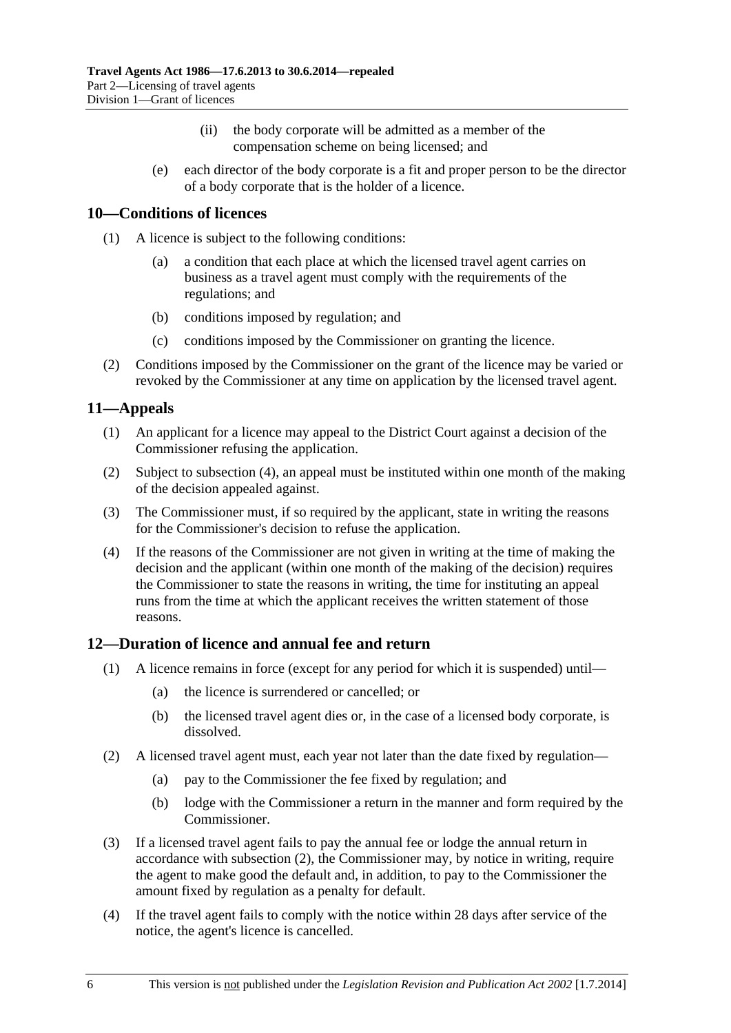(ii) the body corporate will be admitted as a member of the compensation scheme on being licensed; and

(e) each director of the body corporate is a fit and proper person to be the director of a body corporate that is the holder of a licence.

## 10—Conditions of licences

(1) A licence is subject to the following conditions:

(a) a condition that each place at which the licensed travel agent carries on business as a travel agent must comply with the requirements of the regulations; and

(b) conditions imposed by regulation; and

(c) conditions imposed by the Commissioner on granting the licence.

(2) Conditions imposed by the Commissioner on the grant of the licence may be varied or revoked by the Commissioner at any time on application by the licensed travel agent.

## 11—Appeals

(1) An applicant for a licence may appeal to the District Court against a decision of the Commissioner refusing the application.

(2) Subject to subsection (4), an appeal must be instituted within one month of the making of the decision appealed against.

(3) The Commissioner must, if so required by the applicant, state in writing the reasons for the Commissioner's decision to refuse the application.

(4) If the reasons of the Commissioner are not given in writing at the time of making the decision and the applicant (within one month of the making of the decision) requires the Commissioner to state the reasons in writing, the time for instituting an appeal runs from the time at which the applicant receives the written statement of those reasons.

## 12—Duration of licence and annual fee and return

(1) A licence remains in force (except for any period for which it is suspended) until—

(a) the licence is surrendered or cancelled; or

(b) the licensed travel agent dies or, in the case of a licensed body corporate, is dissolved.

(2) A licensed travel agent must, each year not later than the date fixed by regulation—

(a) pay to the Commissioner the fee fixed by regulation; and

(b) lodge with the Commissioner a return in the manner and form required by the Commissioner.

(3) If a licensed travel agent fails to pay the annual fee or lodge the annual return in accordance with subsection (2), the Commissioner may, by notice in writing, require the agent to make good the default and, in addition, to pay to the Commissioner the amount fixed by regulation as a penalty for default.

(4) If the travel agent fails to comply with the notice within 28 days after service of the notice, the agent's licence is cancelled.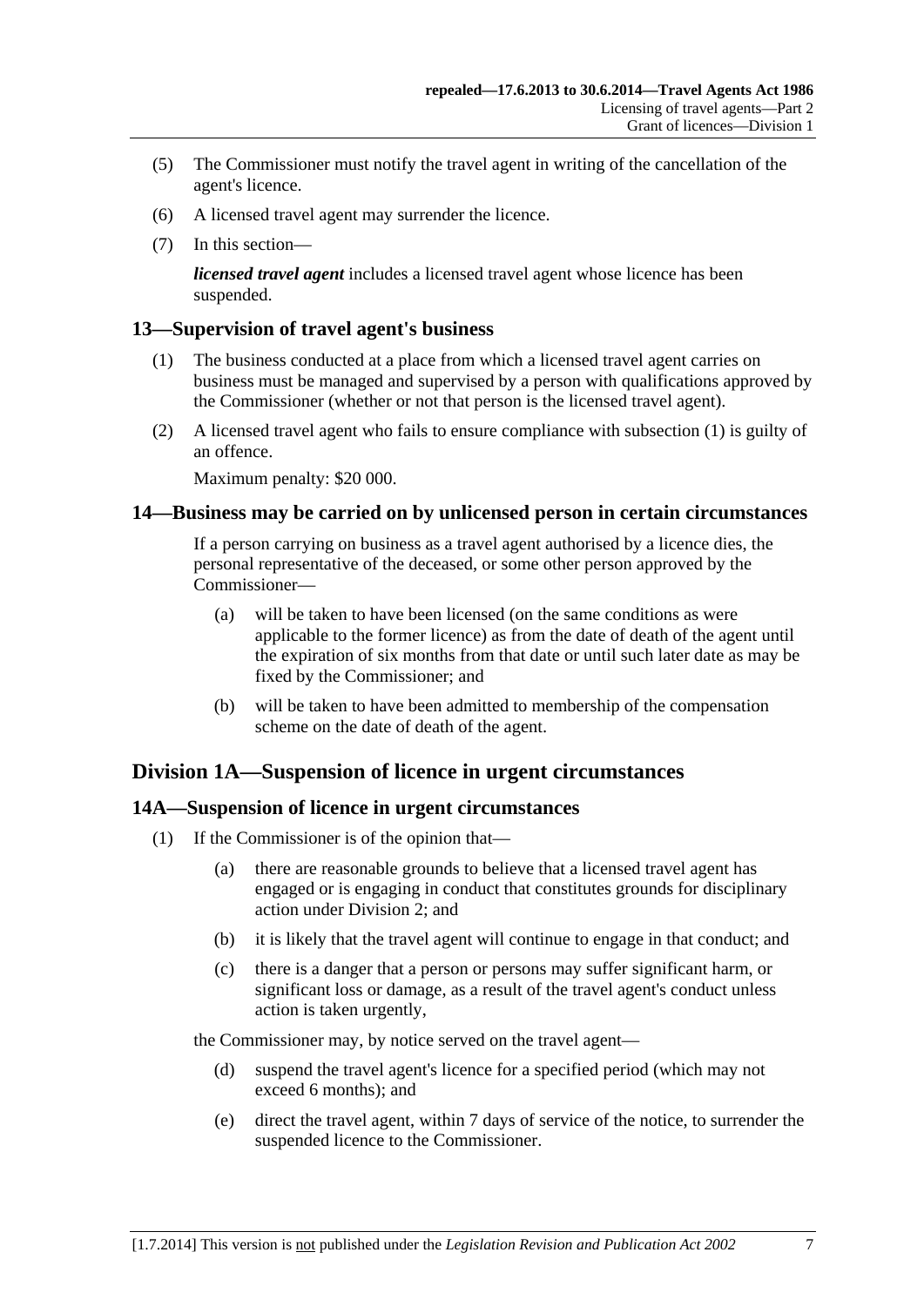(5) The Commissioner must notify the travel agent in writing of the cancellation of the agent's licence.

(6) A licensed travel agent may surrender the licence.

(7) In this section—

***licensed travel agent*** includes a licensed travel agent whose licence has been suspended.

### 13—Supervision of travel agent's business

(1) The business conducted at a place from which a licensed travel agent carries on business must be managed and supervised by a person with qualifications approved by the Commissioner (whether or not that person is the licensed travel agent).

(2) A licensed travel agent who fails to ensure compliance with subsection (1) is guilty of an offence.

Maximum penalty: $20 000.

### 14—Business may be carried on by unlicensed person in certain circumstances

If a person carrying on business as a travel agent authorised by a licence dies, the personal representative of the deceased, or some other person approved by the Commissioner—

(a) will be taken to have been licensed (on the same conditions as were applicable to the former licence) as from the date of death of the agent until the expiration of six months from that date or until such later date as may be fixed by the Commissioner; and

(b) will be taken to have been admitted to membership of the compensation scheme on the date of death of the agent.

## Division 1A—Suspension of licence in urgent circumstances

### 14A—Suspension of licence in urgent circumstances

(1) If the Commissioner is of the opinion that—

(a) there are reasonable grounds to believe that a licensed travel agent has engaged or is engaging in conduct that constitutes grounds for disciplinary action under Division 2; and

(b) it is likely that the travel agent will continue to engage in that conduct; and

(c) there is a danger that a person or persons may suffer significant harm, or significant loss or damage, as a result of the travel agent's conduct unless action is taken urgently,

the Commissioner may, by notice served on the travel agent—

(d) suspend the travel agent's licence for a specified period (which may not exceed 6 months); and

(e) direct the travel agent, within 7 days of service of the notice, to surrender the suspended licence to the Commissioner.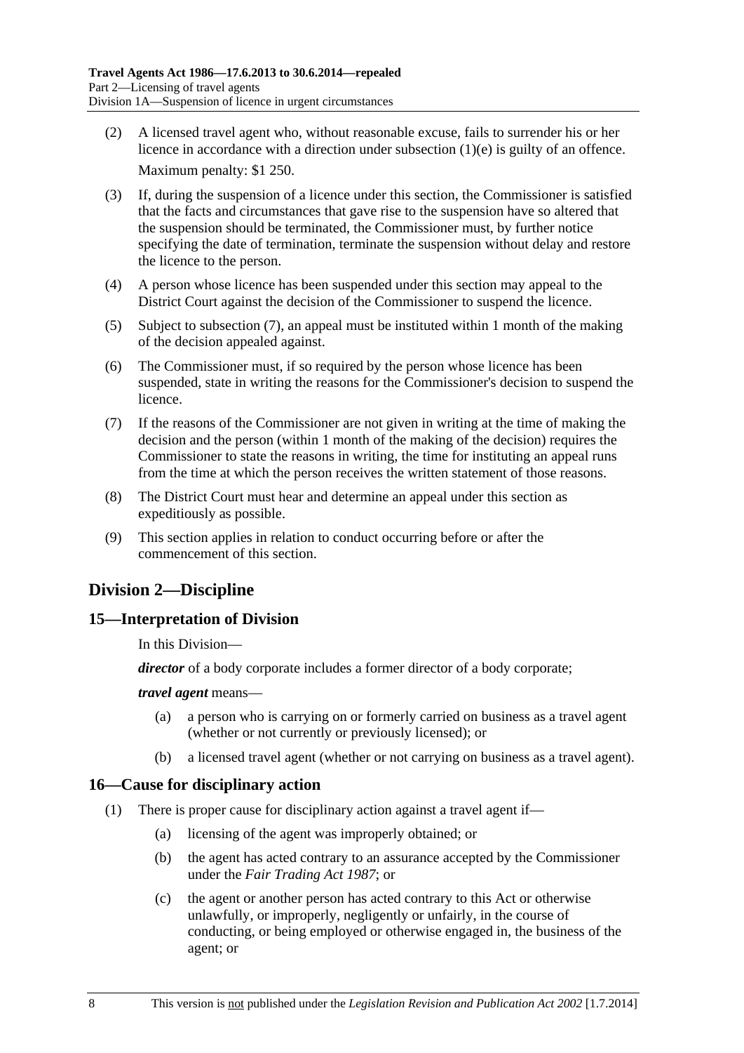(2) A licensed travel agent who, without reasonable excuse, fails to surrender his or her licence in accordance with a direction under subsection (1)(e) is guilty of an offence.

Maximum penalty: $1 250.

(3) If, during the suspension of a licence under this section, the Commissioner is satisfied that the facts and circumstances that gave rise to the suspension have so altered that the suspension should be terminated, the Commissioner must, by further notice specifying the date of termination, terminate the suspension without delay and restore the licence to the person.

(4) A person whose licence has been suspended under this section may appeal to the District Court against the decision of the Commissioner to suspend the licence.

(5) Subject to subsection (7), an appeal must be instituted within 1 month of the making of the decision appealed against.

(6) The Commissioner must, if so required by the person whose licence has been suspended, state in writing the reasons for the Commissioner's decision to suspend the licence.

(7) If the reasons of the Commissioner are not given in writing at the time of making the decision and the person (within 1 month of the making of the decision) requires the Commissioner to state the reasons in writing, the time for instituting an appeal runs from the time at which the person receives the written statement of those reasons.

(8) The District Court must hear and determine an appeal under this section as expeditiously as possible.

(9) This section applies in relation to conduct occurring before or after the commencement of this section.

## Division 2—Discipline

### 15—Interpretation of Division

In this Division—

***director*** of a body corporate includes a former director of a body corporate;

***travel agent*** means—

(a) a person who is carrying on or formerly carried on business as a travel agent (whether or not currently or previously licensed); or

(b) a licensed travel agent (whether or not carrying on business as a travel agent).

### 16—Cause for disciplinary action

(1) There is proper cause for disciplinary action against a travel agent if—

(a) licensing of the agent was improperly obtained; or

(b) the agent has acted contrary to an assurance accepted by the Commissioner under the *Fair Trading Act 1987*; or

(c) the agent or another person has acted contrary to this Act or otherwise unlawfully, or improperly, negligently or unfairly, in the course of conducting, or being employed or otherwise engaged in, the business of the agent; or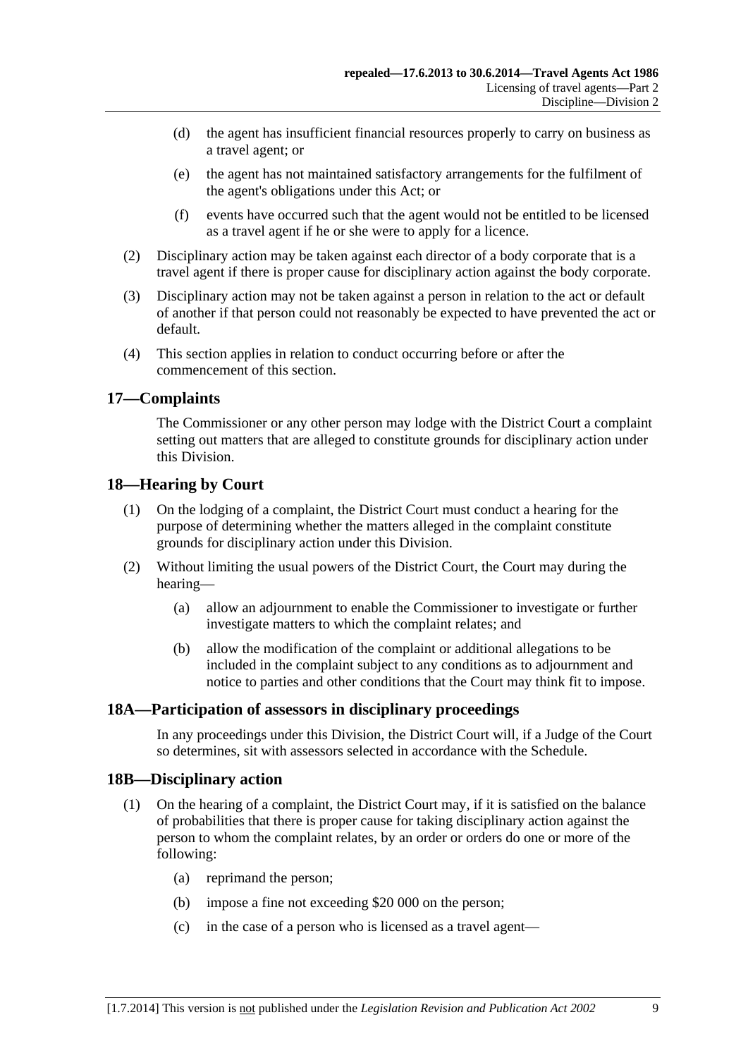(d) the agent has insufficient financial resources properly to carry on business as a travel agent; or

(e) the agent has not maintained satisfactory arrangements for the fulfilment of the agent's obligations under this Act; or

(f) events have occurred such that the agent would not be entitled to be licensed as a travel agent if he or she were to apply for a licence.

(2) Disciplinary action may be taken against each director of a body corporate that is a travel agent if there is proper cause for disciplinary action against the body corporate.

(3) Disciplinary action may not be taken against a person in relation to the act or default of another if that person could not reasonably be expected to have prevented the act or default.

(4) This section applies in relation to conduct occurring before or after the commencement of this section.

## 17—Complaints

The Commissioner or any other person may lodge with the District Court a complaint setting out matters that are alleged to constitute grounds for disciplinary action under this Division.

## 18—Hearing by Court

(1) On the lodging of a complaint, the District Court must conduct a hearing for the purpose of determining whether the matters alleged in the complaint constitute grounds for disciplinary action under this Division.

(2) Without limiting the usual powers of the District Court, the Court may during the hearing—

(a) allow an adjournment to enable the Commissioner to investigate or further investigate matters to which the complaint relates; and

(b) allow the modification of the complaint or additional allegations to be included in the complaint subject to any conditions as to adjournment and notice to parties and other conditions that the Court may think fit to impose.

## 18A—Participation of assessors in disciplinary proceedings

In any proceedings under this Division, the District Court will, if a Judge of the Court so determines, sit with assessors selected in accordance with the Schedule.

## 18B—Disciplinary action

(1) On the hearing of a complaint, the District Court may, if it is satisfied on the balance of probabilities that there is proper cause for taking disciplinary action against the person to whom the complaint relates, by an order or orders do one or more of the following:

(a) reprimand the person;

(b) impose a fine not exceeding $20 000 on the person;

(c) in the case of a person who is licensed as a travel agent—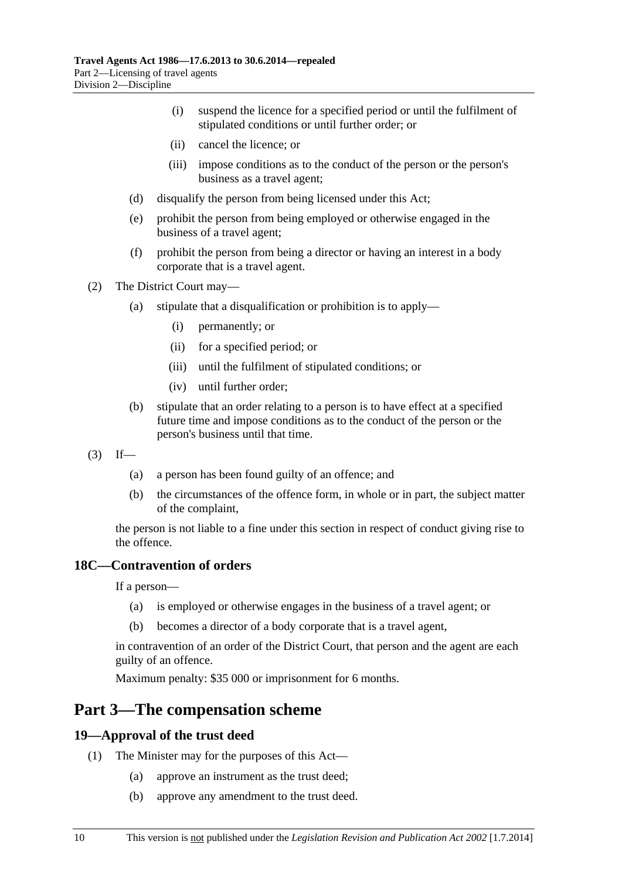(i) suspend the licence for a specified period or until the fulfilment of stipulated conditions or until further order; or

(ii) cancel the licence; or

(iii) impose conditions as to the conduct of the person or the person's business as a travel agent;

(d) disqualify the person from being licensed under this Act;

(e) prohibit the person from being employed or otherwise engaged in the business of a travel agent;

(f) prohibit the person from being a director or having an interest in a body corporate that is a travel agent.

(2) The District Court may—

(a) stipulate that a disqualification or prohibition is to apply—

(i) permanently; or

(ii) for a specified period; or

(iii) until the fulfilment of stipulated conditions; or

(iv) until further order;

(b) stipulate that an order relating to a person is to have effect at a specified future time and impose conditions as to the conduct of the person or the person's business until that time.

(3) If—

(a) a person has been found guilty of an offence; and

(b) the circumstances of the offence form, in whole or in part, the subject matter of the complaint,

the person is not liable to a fine under this section in respect of conduct giving rise to the offence.

### 18C—Contravention of orders

If a person—

(a) is employed or otherwise engages in the business of a travel agent; or

(b) becomes a director of a body corporate that is a travel agent,

in contravention of an order of the District Court, that person and the agent are each guilty of an offence.

Maximum penalty: $35 000 or imprisonment for 6 months.

## Part 3—The compensation scheme

### 19—Approval of the trust deed

(1) The Minister may for the purposes of this Act—

(a) approve an instrument as the trust deed;

(b) approve any amendment to the trust deed.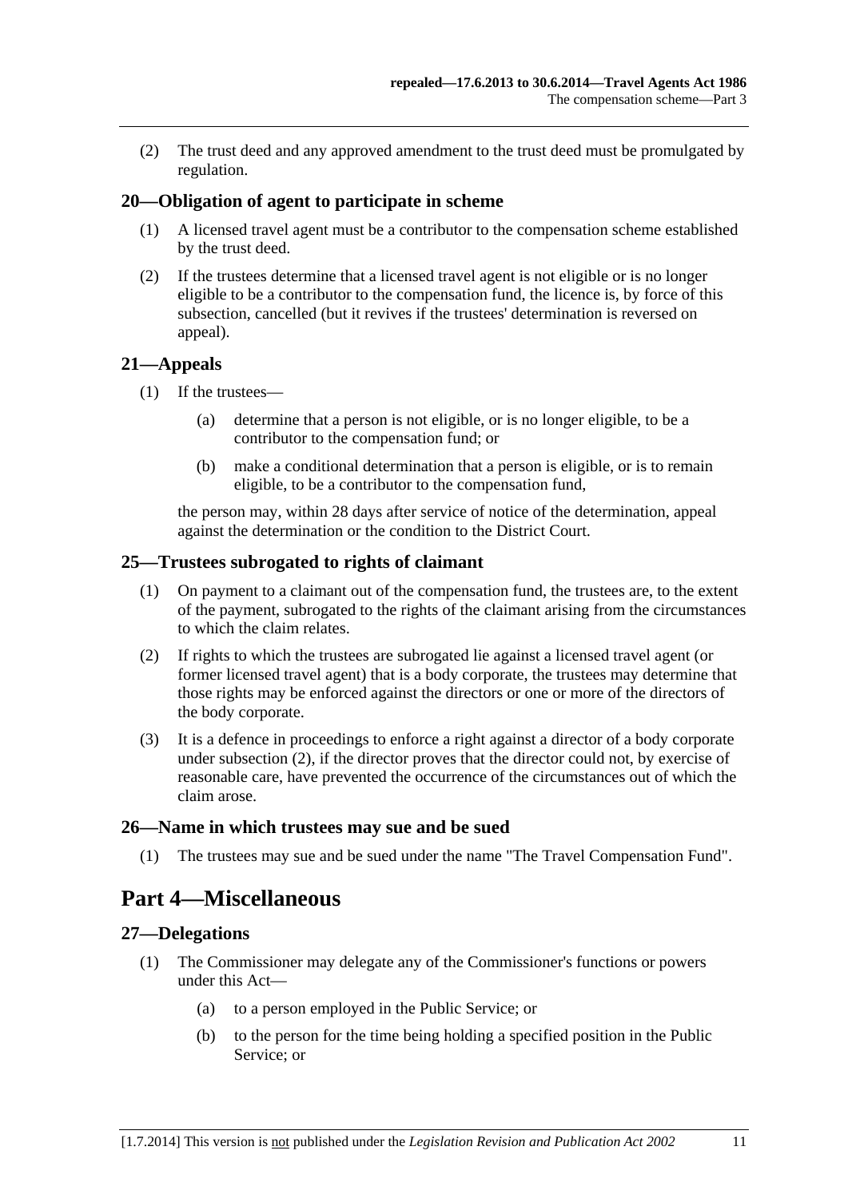(2) The trust deed and any approved amendment to the trust deed must be promulgated by regulation.

### 20—Obligation of agent to participate in scheme

(1) A licensed travel agent must be a contributor to the compensation scheme established by the trust deed.

(2) If the trustees determine that a licensed travel agent is not eligible or is no longer eligible to be a contributor to the compensation fund, the licence is, by force of this subsection, cancelled (but it revives if the trustees' determination is reversed on appeal).

### 21—Appeals

(1) If the trustees—

(a) determine that a person is not eligible, or is no longer eligible, to be a contributor to the compensation fund; or

(b) make a conditional determination that a person is eligible, or is to remain eligible, to be a contributor to the compensation fund,

the person may, within 28 days after service of notice of the determination, appeal against the determination or the condition to the District Court.

### 25—Trustees subrogated to rights of claimant

(1) On payment to a claimant out of the compensation fund, the trustees are, to the extent of the payment, subrogated to the rights of the claimant arising from the circumstances to which the claim relates.

(2) If rights to which the trustees are subrogated lie against a licensed travel agent (or former licensed travel agent) that is a body corporate, the trustees may determine that those rights may be enforced against the directors or one or more of the directors of the body corporate.

(3) It is a defence in proceedings to enforce a right against a director of a body corporate under subsection (2), if the director proves that the director could not, by exercise of reasonable care, have prevented the occurrence of the circumstances out of which the claim arose.

### 26—Name in which trustees may sue and be sued

(1) The trustees may sue and be sued under the name "The Travel Compensation Fund".

## Part 4—Miscellaneous

### 27—Delegations

(1) The Commissioner may delegate any of the Commissioner's functions or powers under this Act—

(a) to a person employed in the Public Service; or

(b) to the person for the time being holding a specified position in the Public Service; or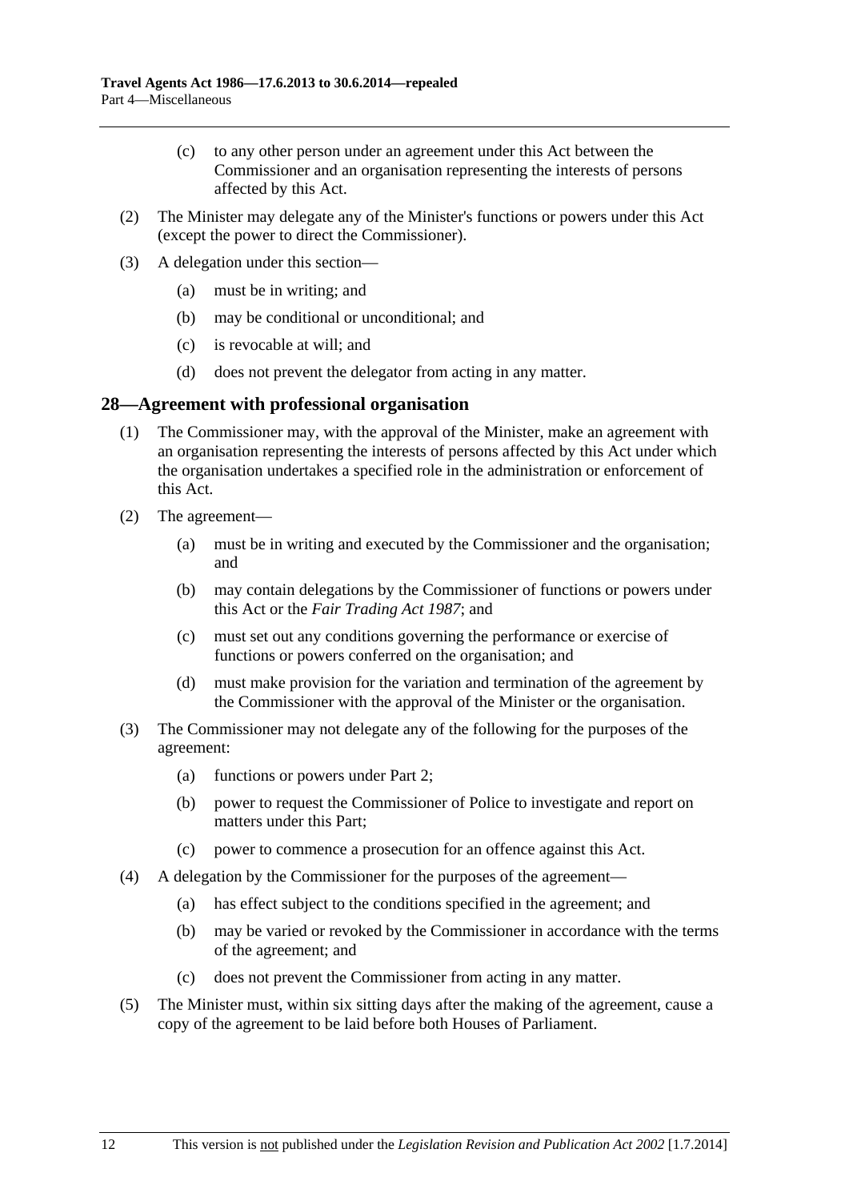(c) to any other person under an agreement under this Act between the Commissioner and an organisation representing the interests of persons affected by this Act.

(2) The Minister may delegate any of the Minister's functions or powers under this Act (except the power to direct the Commissioner).

(3) A delegation under this section—

(a) must be in writing; and

(b) may be conditional or unconditional; and

(c) is revocable at will; and

(d) does not prevent the delegator from acting in any matter.

## 28—Agreement with professional organisation

(1) The Commissioner may, with the approval of the Minister, make an agreement with an organisation representing the interests of persons affected by this Act under which the organisation undertakes a specified role in the administration or enforcement of this Act.

(2) The agreement—

(a) must be in writing and executed by the Commissioner and the organisation; and

(b) may contain delegations by the Commissioner of functions or powers under this Act or the *Fair Trading Act 1987*; and

(c) must set out any conditions governing the performance or exercise of functions or powers conferred on the organisation; and

(d) must make provision for the variation and termination of the agreement by the Commissioner with the approval of the Minister or the organisation.

(3) The Commissioner may not delegate any of the following for the purposes of the agreement:

(a) functions or powers under Part 2;

(b) power to request the Commissioner of Police to investigate and report on matters under this Part;

(c) power to commence a prosecution for an offence against this Act.

(4) A delegation by the Commissioner for the purposes of the agreement—

(a) has effect subject to the conditions specified in the agreement; and

(b) may be varied or revoked by the Commissioner in accordance with the terms of the agreement; and

(c) does not prevent the Commissioner from acting in any matter.

(5) The Minister must, within six sitting days after the making of the agreement, cause a copy of the agreement to be laid before both Houses of Parliament.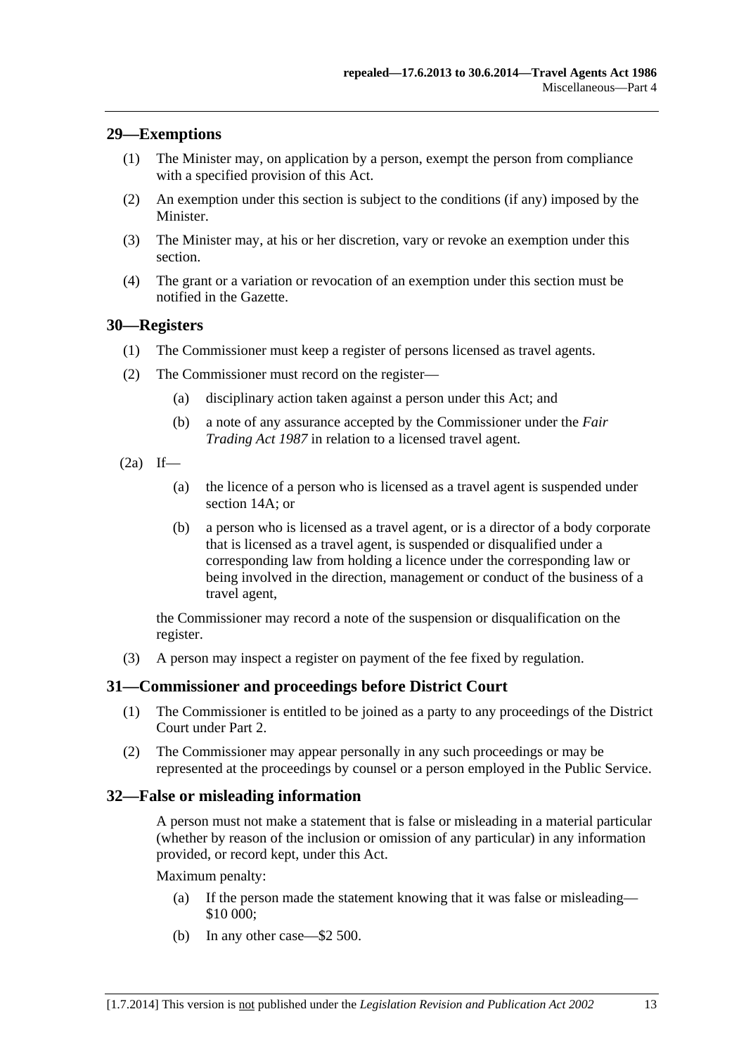## 29—Exemptions

(1) The Minister may, on application by a person, exempt the person from compliance with a specified provision of this Act.

(2) An exemption under this section is subject to the conditions (if any) imposed by the Minister.

(3) The Minister may, at his or her discretion, vary or revoke an exemption under this section.

(4) The grant or a variation or revocation of an exemption under this section must be notified in the Gazette.

## 30—Registers

(1) The Commissioner must keep a register of persons licensed as travel agents.

(2) The Commissioner must record on the register—

(a) disciplinary action taken against a person under this Act; and

(b) a note of any assurance accepted by the Commissioner under the *Fair Trading Act 1987* in relation to a licensed travel agent.

(2a) If—

(a) the licence of a person who is licensed as a travel agent is suspended under section 14A; or

(b) a person who is licensed as a travel agent, or is a director of a body corporate that is licensed as a travel agent, is suspended or disqualified under a corresponding law from holding a licence under the corresponding law or being involved in the direction, management or conduct of the business of a travel agent,

the Commissioner may record a note of the suspension or disqualification on the register.

(3) A person may inspect a register on payment of the fee fixed by regulation.

## 31—Commissioner and proceedings before District Court

(1) The Commissioner is entitled to be joined as a party to any proceedings of the District Court under Part 2.

(2) The Commissioner may appear personally in any such proceedings or may be represented at the proceedings by counsel or a person employed in the Public Service.

## 32—False or misleading information

A person must not make a statement that is false or misleading in a material particular (whether by reason of the inclusion or omission of any particular) in any information provided, or record kept, under this Act.

Maximum penalty:

(a) If the person made the statement knowing that it was false or misleading—$10 000;

(b) In any other case—$2 500.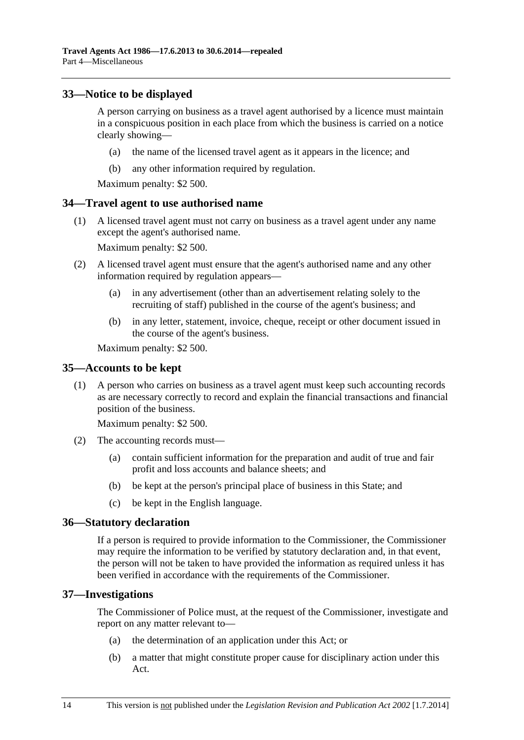## 33—Notice to be displayed

A person carrying on business as a travel agent authorised by a licence must maintain in a conspicuous position in each place from which the business is carried on a notice clearly showing—

(a) the name of the licensed travel agent as it appears in the licence; and

(b) any other information required by regulation.

Maximum penalty: $2 500.

## 34—Travel agent to use authorised name

(1) A licensed travel agent must not carry on business as a travel agent under any name except the agent's authorised name.

Maximum penalty: $2 500.

(2) A licensed travel agent must ensure that the agent's authorised name and any other information required by regulation appears—

(a) in any advertisement (other than an advertisement relating solely to the recruiting of staff) published in the course of the agent's business; and

(b) in any letter, statement, invoice, cheque, receipt or other document issued in the course of the agent's business.

Maximum penalty: $2 500.

## 35—Accounts to be kept

(1) A person who carries on business as a travel agent must keep such accounting records as are necessary correctly to record and explain the financial transactions and financial position of the business.

Maximum penalty: $2 500.

(2) The accounting records must—

(a) contain sufficient information for the preparation and audit of true and fair profit and loss accounts and balance sheets; and

(b) be kept at the person's principal place of business in this State; and

(c) be kept in the English language.

## 36—Statutory declaration

If a person is required to provide information to the Commissioner, the Commissioner may require the information to be verified by statutory declaration and, in that event, the person will not be taken to have provided the information as required unless it has been verified in accordance with the requirements of the Commissioner.

## 37—Investigations

The Commissioner of Police must, at the request of the Commissioner, investigate and report on any matter relevant to—

(a) the determination of an application under this Act; or

(b) a matter that might constitute proper cause for disciplinary action under this Act.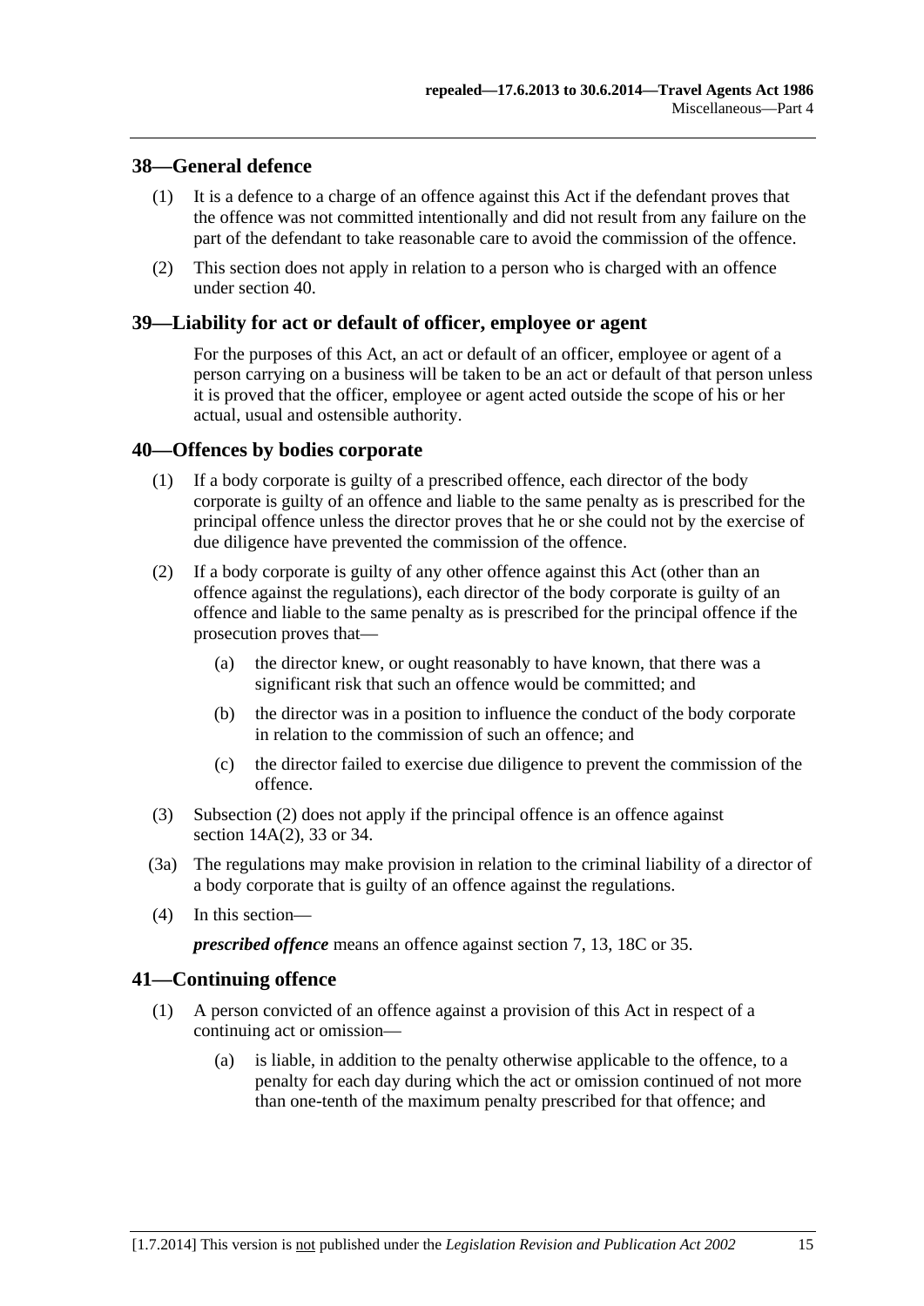## 38—General defence

(1) It is a defence to a charge of an offence against this Act if the defendant proves that the offence was not committed intentionally and did not result from any failure on the part of the defendant to take reasonable care to avoid the commission of the offence.

(2) This section does not apply in relation to a person who is charged with an offence under section 40.

## 39—Liability for act or default of officer, employee or agent

For the purposes of this Act, an act or default of an officer, employee or agent of a person carrying on a business will be taken to be an act or default of that person unless it is proved that the officer, employee or agent acted outside the scope of his or her actual, usual and ostensible authority.

## 40—Offences by bodies corporate

(1) If a body corporate is guilty of a prescribed offence, each director of the body corporate is guilty of an offence and liable to the same penalty as is prescribed for the principal offence unless the director proves that he or she could not by the exercise of due diligence have prevented the commission of the offence.

(2) If a body corporate is guilty of any other offence against this Act (other than an offence against the regulations), each director of the body corporate is guilty of an offence and liable to the same penalty as is prescribed for the principal offence if the prosecution proves that—

(a) the director knew, or ought reasonably to have known, that there was a significant risk that such an offence would be committed; and

(b) the director was in a position to influence the conduct of the body corporate in relation to the commission of such an offence; and

(c) the director failed to exercise due diligence to prevent the commission of the offence.

(3) Subsection (2) does not apply if the principal offence is an offence against section 14A(2), 33 or 34.

(3a) The regulations may make provision in relation to the criminal liability of a director of a body corporate that is guilty of an offence against the regulations.

(4) In this section—

***prescribed offence*** means an offence against section 7, 13, 18C or 35.

## 41—Continuing offence

(1) A person convicted of an offence against a provision of this Act in respect of a continuing act or omission—

(a) is liable, in addition to the penalty otherwise applicable to the offence, to a penalty for each day during which the act or omission continued of not more than one-tenth of the maximum penalty prescribed for that offence; and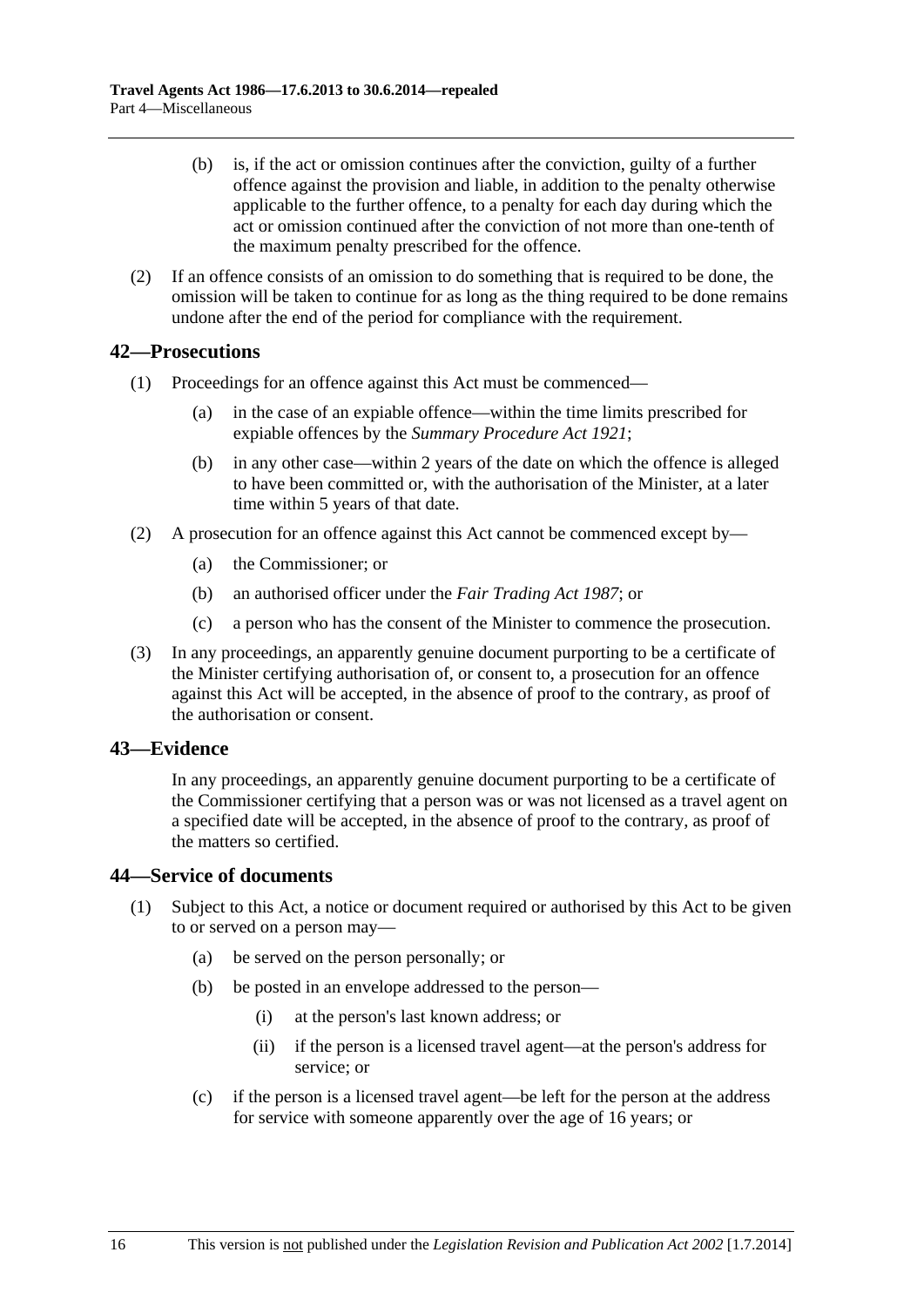(b) is, if the act or omission continues after the conviction, guilty of a further offence against the provision and liable, in addition to the penalty otherwise applicable to the further offence, to a penalty for each day during which the act or omission continued after the conviction of not more than one-tenth of the maximum penalty prescribed for the offence.

(2) If an offence consists of an omission to do something that is required to be done, the omission will be taken to continue for as long as the thing required to be done remains undone after the end of the period for compliance with the requirement.

## 42—Prosecutions

(1) Proceedings for an offence against this Act must be commenced—

(a) in the case of an expiable offence—within the time limits prescribed for expiable offences by the *Summary Procedure Act 1921*;

(b) in any other case—within 2 years of the date on which the offence is alleged to have been committed or, with the authorisation of the Minister, at a later time within 5 years of that date.

(2) A prosecution for an offence against this Act cannot be commenced except by—

(a) the Commissioner; or

(b) an authorised officer under the *Fair Trading Act 1987*; or

(c) a person who has the consent of the Minister to commence the prosecution.

(3) In any proceedings, an apparently genuine document purporting to be a certificate of the Minister certifying authorisation of, or consent to, a prosecution for an offence against this Act will be accepted, in the absence of proof to the contrary, as proof of the authorisation or consent.

## 43—Evidence

In any proceedings, an apparently genuine document purporting to be a certificate of the Commissioner certifying that a person was or was not licensed as a travel agent on a specified date will be accepted, in the absence of proof to the contrary, as proof of the matters so certified.

## 44—Service of documents

(1) Subject to this Act, a notice or document required or authorised by this Act to be given to or served on a person may—

(a) be served on the person personally; or

(b) be posted in an envelope addressed to the person—

(i) at the person's last known address; or

(ii) if the person is a licensed travel agent—at the person's address for service; or

(c) if the person is a licensed travel agent—be left for the person at the address for service with someone apparently over the age of 16 years; or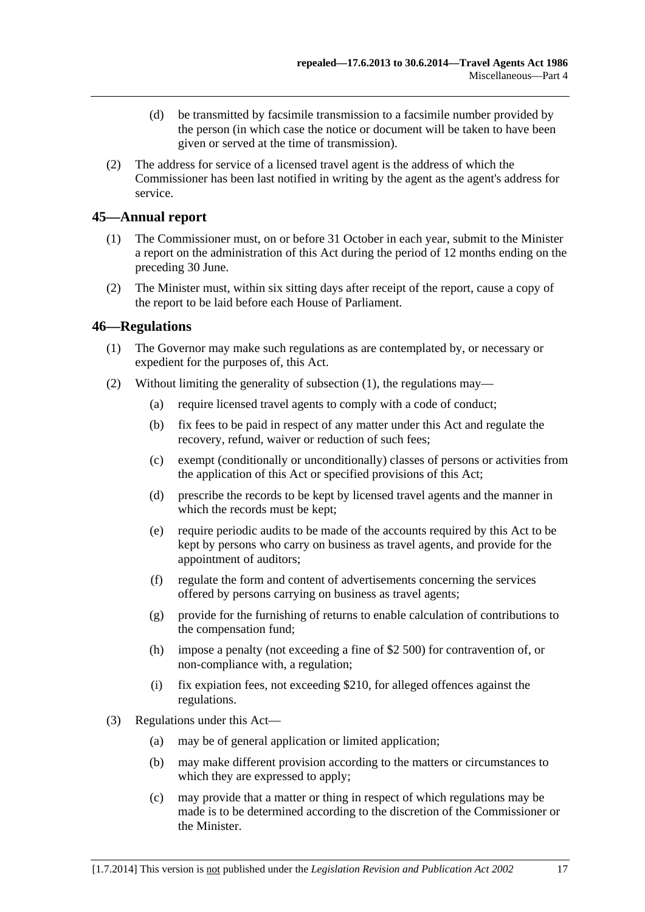(d) be transmitted by facsimile transmission to a facsimile number provided by the person (in which case the notice or document will be taken to have been given or served at the time of transmission).

(2) The address for service of a licensed travel agent is the address of which the Commissioner has been last notified in writing by the agent as the agent's address for service.

## 45—Annual report

(1) The Commissioner must, on or before 31 October in each year, submit to the Minister a report on the administration of this Act during the period of 12 months ending on the preceding 30 June.

(2) The Minister must, within six sitting days after receipt of the report, cause a copy of the report to be laid before each House of Parliament.

## 46—Regulations

(1) The Governor may make such regulations as are contemplated by, or necessary or expedient for the purposes of, this Act.

(2) Without limiting the generality of subsection (1), the regulations may—

(a) require licensed travel agents to comply with a code of conduct;

(b) fix fees to be paid in respect of any matter under this Act and regulate the recovery, refund, waiver or reduction of such fees;

(c) exempt (conditionally or unconditionally) classes of persons or activities from the application of this Act or specified provisions of this Act;

(d) prescribe the records to be kept by licensed travel agents and the manner in which the records must be kept;

(e) require periodic audits to be made of the accounts required by this Act to be kept by persons who carry on business as travel agents, and provide for the appointment of auditors;

(f) regulate the form and content of advertisements concerning the services offered by persons carrying on business as travel agents;

(g) provide for the furnishing of returns to enable calculation of contributions to the compensation fund;

(h) impose a penalty (not exceeding a fine of $2 500) for contravention of, or non-compliance with, a regulation;

(i) fix expiation fees, not exceeding $210, for alleged offences against the regulations.

(3) Regulations under this Act—

(a) may be of general application or limited application;

(b) may make different provision according to the matters or circumstances to which they are expressed to apply;

(c) may provide that a matter or thing in respect of which regulations may be made is to be determined according to the discretion of the Commissioner or the Minister.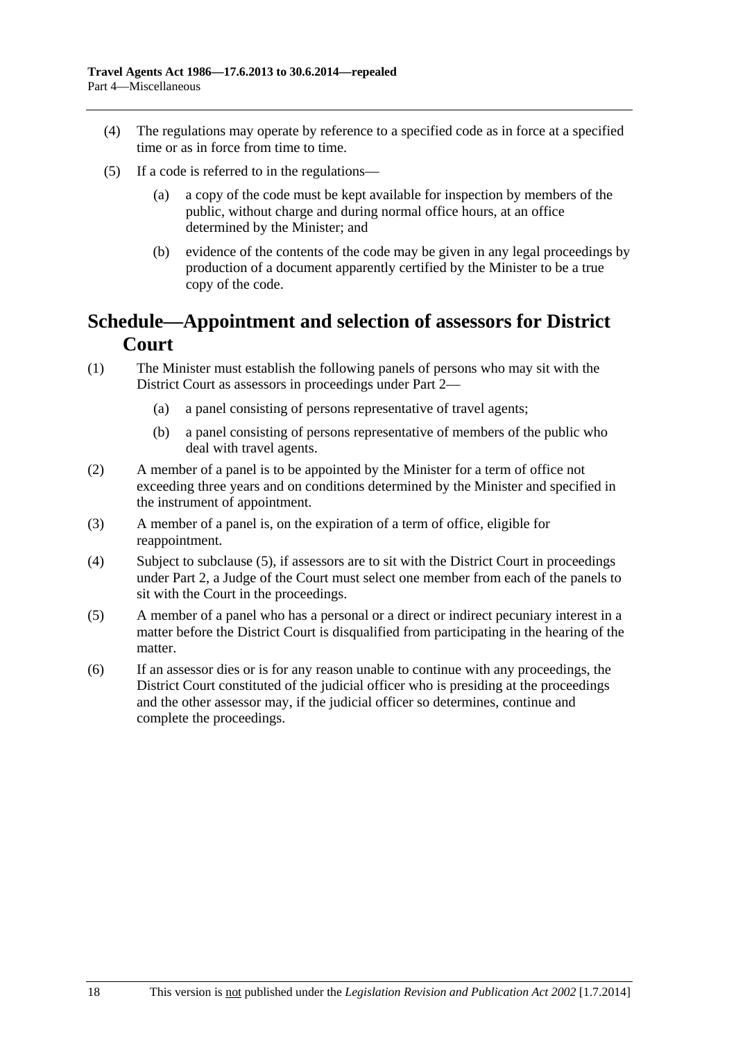(4) The regulations may operate by reference to a specified code as in force at a specified time or as in force from time to time.

(5) If a code is referred to in the regulations—

(a) a copy of the code must be kept available for inspection by members of the public, without charge and during normal office hours, at an office determined by the Minister; and

(b) evidence of the contents of the code may be given in any legal proceedings by production of a document apparently certified by the Minister to be a true copy of the code.

# Schedule—Appointment and selection of assessors for District Court

(1) The Minister must establish the following panels of persons who may sit with the District Court as assessors in proceedings under Part 2—

(a) a panel consisting of persons representative of travel agents;

(b) a panel consisting of persons representative of members of the public who deal with travel agents.

(2) A member of a panel is to be appointed by the Minister for a term of office not exceeding three years and on conditions determined by the Minister and specified in the instrument of appointment.

(3) A member of a panel is, on the expiration of a term of office, eligible for reappointment.

(4) Subject to subclause (5), if assessors are to sit with the District Court in proceedings under Part 2, a Judge of the Court must select one member from each of the panels to sit with the Court in the proceedings.

(5) A member of a panel who has a personal or a direct or indirect pecuniary interest in a matter before the District Court is disqualified from participating in the hearing of the matter.

(6) If an assessor dies or is for any reason unable to continue with any proceedings, the District Court constituted of the judicial officer who is presiding at the proceedings and the other assessor may, if the judicial officer so determines, continue and complete the proceedings.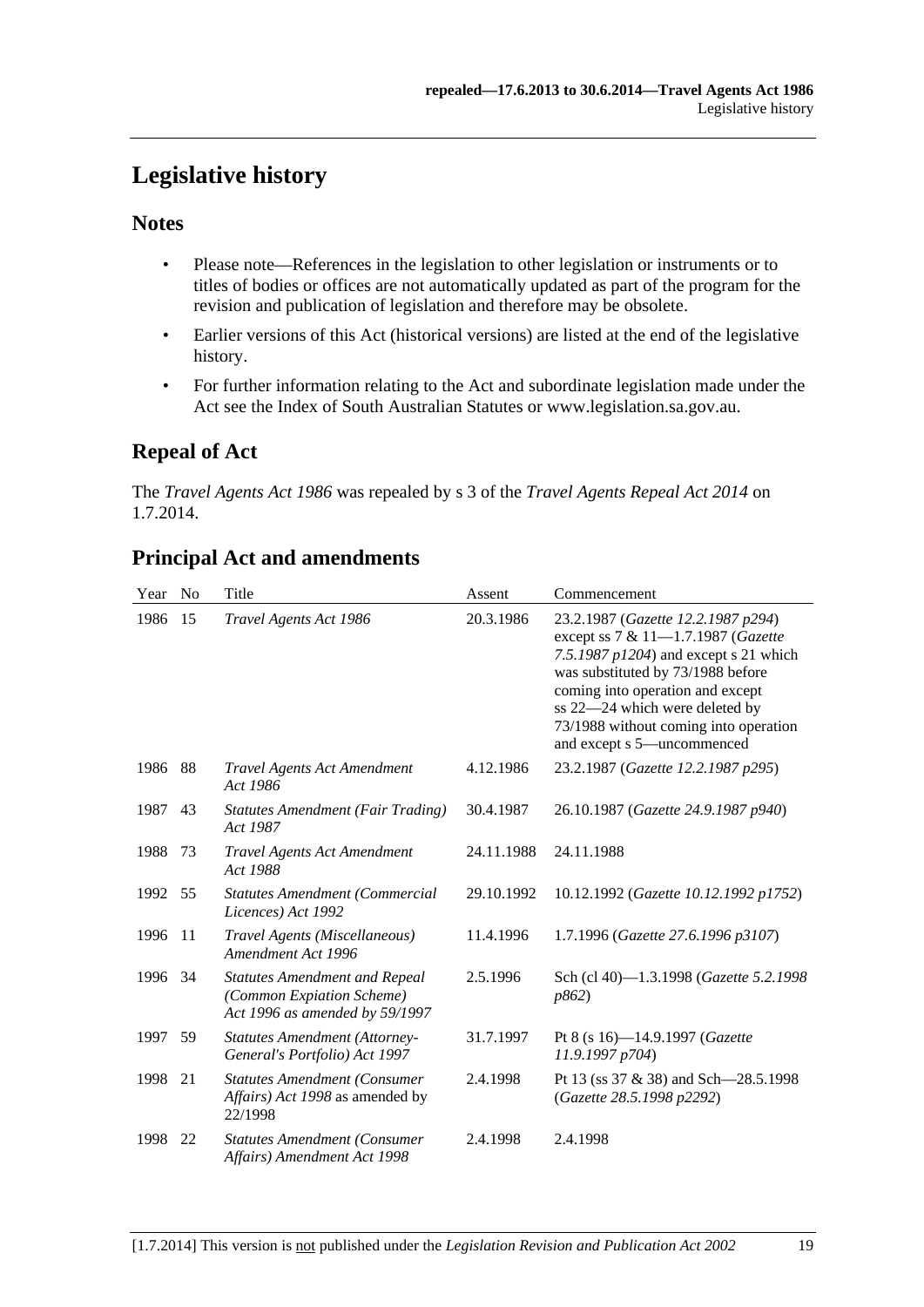# Legislative history

## Notes

- Please note—References in the legislation to other legislation or instruments or to titles of bodies or offices are not automatically updated as part of the program for the revision and publication of legislation and therefore may be obsolete.
- Earlier versions of this Act (historical versions) are listed at the end of the legislative history.
- For further information relating to the Act and subordinate legislation made under the Act see the Index of South Australian Statutes or www.legislation.sa.gov.au.

## Repeal of Act

The *Travel Agents Act 1986* was repealed by s 3 of the *Travel Agents Repeal Act 2014* on 1.7.2014.

## Principal Act and amendments

| Year | No | Title | Assent | Commencement |
|---|---|---|---|---|
| 1986 | 15 | *Travel Agents Act 1986* | 20.3.1986 | 23.2.1987 (*Gazette 12.2.1987 p294*) except ss 7 & 11—1.7.1987 (*Gazette 7.5.1987 p1204*) and except s 21 which was substituted by 73/1988 before coming into operation and except ss 22—24 which were deleted by 73/1988 without coming into operation and except s 5—uncommenced |
| 1986 | 88 | *Travel Agents Act Amendment Act 1986* | 4.12.1986 | 23.2.1987 (*Gazette 12.2.1987 p295*) |
| 1987 | 43 | *Statutes Amendment (Fair Trading) Act 1987* | 30.4.1987 | 26.10.1987 (*Gazette 24.9.1987 p940*) |
| 1988 | 73 | *Travel Agents Act Amendment Act 1988* | 24.11.1988 | 24.11.1988 |
| 1992 | 55 | *Statutes Amendment (Commercial Licences) Act 1992* | 29.10.1992 | 10.12.1992 (*Gazette 10.12.1992 p1752*) |
| 1996 | 11 | *Travel Agents (Miscellaneous) Amendment Act 1996* | 11.4.1996 | 1.7.1996 (*Gazette 27.6.1996 p3107*) |
| 1996 | 34 | *Statutes Amendment and Repeal (Common Expiation Scheme) Act 1996 as amended by 59/1997* | 2.5.1996 | Sch (cl 40)—1.3.1998 (*Gazette 5.2.1998 p862*) |
| 1997 | 59 | *Statutes Amendment (Attorney-General's Portfolio) Act 1997* | 31.7.1997 | Pt 8 (s 16)—14.9.1997 (*Gazette 11.9.1997 p704*) |
| 1998 | 21 | *Statutes Amendment (Consumer Affairs) Act 1998* as amended by 22/1998 | 2.4.1998 | Pt 13 (ss 37 & 38) and Sch—28.5.1998 (*Gazette 28.5.1998 p2292*) |
| 1998 | 22 | *Statutes Amendment (Consumer Affairs) Amendment Act 1998* | 2.4.1998 | 2.4.1998 |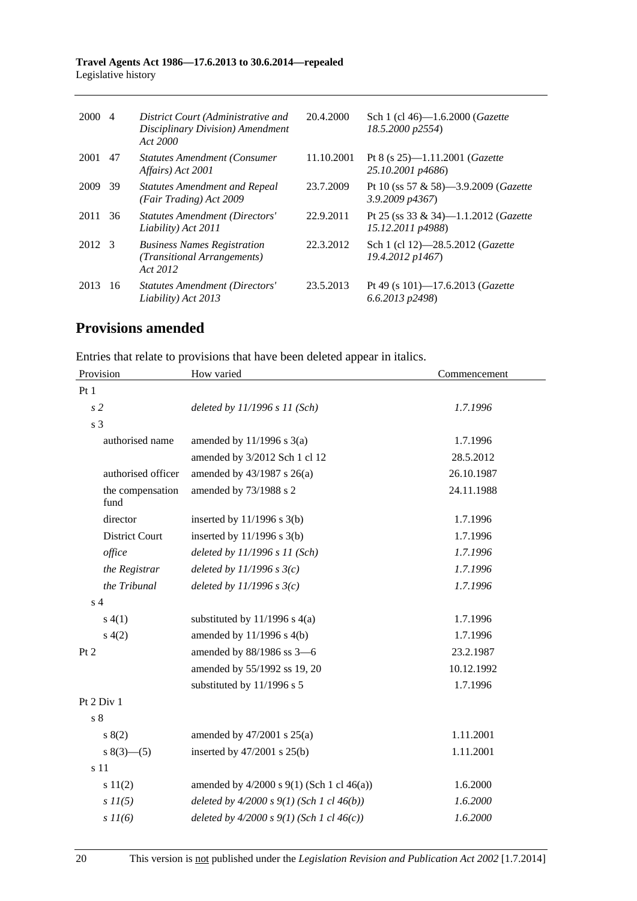| | | | | |
|---|---|---|---|---|
| 2000 | 4 | *District Court (Administrative and Disciplinary Division) Amendment Act 2000* | 20.4.2000 | Sch 1 (cl 46)—1.6.2000 (*Gazette 18.5.2000 p2554*) |
| 2001 | 47 | *Statutes Amendment (Consumer Affairs) Act 2001* | 11.10.2001 | Pt 8 (s 25)—1.11.2001 (*Gazette 25.10.2001 p4686*) |
| 2009 | 39 | *Statutes Amendment and Repeal (Fair Trading) Act 2009* | 23.7.2009 | Pt 10 (ss 57 & 58)—3.9.2009 (*Gazette 3.9.2009 p4367*) |
| 2011 | 36 | *Statutes Amendment (Directors' Liability) Act 2011* | 22.9.2011 | Pt 25 (ss 33 & 34)—1.1.2012 (*Gazette 15.12.2011 p4988*) |
| 2012 | 3 | *Business Names Registration (Transitional Arrangements) Act 2012* | 22.3.2012 | Sch 1 (cl 12)—28.5.2012 (*Gazette 19.4.2012 p1467*) |
| 2013 | 16 | *Statutes Amendment (Directors' Liability) Act 2013* | 23.5.2013 | Pt 49 (s 101)—17.6.2013 (*Gazette 6.6.2013 p2498*) |

## Provisions amended

Entries that relate to provisions that have been deleted appear in italics.

| Provision | How varied | Commencement |
|---|---|---|
| Pt 1 | | |
| *s 2* | *deleted by 11/1996 s 11 (Sch)* | *1.7.1996* |
| s 3 | | |
| authorised name | amended by 11/1996 s 3(a) | 1.7.1996 |
| | amended by 3/2012 Sch 1 cl 12 | 28.5.2012 |
| authorised officer | amended by 43/1987 s 26(a) | 26.10.1987 |
| the compensation fund | amended by 73/1988 s 2 | 24.11.1988 |
| director | inserted by 11/1996 s 3(b) | 1.7.1996 |
| District Court | inserted by 11/1996 s 3(b) | 1.7.1996 |
| *office* | *deleted by 11/1996 s 11 (Sch)* | *1.7.1996* |
| *the Registrar* | *deleted by 11/1996 s 3(c)* | *1.7.1996* |
| *the Tribunal* | *deleted by 11/1996 s 3(c)* | *1.7.1996* |
| s 4 | | |
| s 4(1) | substituted by 11/1996 s 4(a) | 1.7.1996 |
| s 4(2) | amended by 11/1996 s 4(b) | 1.7.1996 |
| Pt 2 | amended by 88/1986 ss 3—6 | 23.2.1987 |
| | amended by 55/1992 ss 19, 20 | 10.12.1992 |
| | substituted by 11/1996 s 5 | 1.7.1996 |
| Pt 2 Div 1 | | |
| s 8 | | |
| s 8(2) | amended by 47/2001 s 25(a) | 1.11.2001 |
| s 8(3)—(5) | inserted by 47/2001 s 25(b) | 1.11.2001 |
| s 11 | | |
| s 11(2) | amended by 4/2000 s 9(1) (Sch 1 cl 46(a)) | 1.6.2000 |
| *s 11(5)* | *deleted by 4/2000 s 9(1) (Sch 1 cl 46(b))* | *1.6.2000* |
| *s 11(6)* | *deleted by 4/2000 s 9(1) (Sch 1 cl 46(c))* | *1.6.2000* |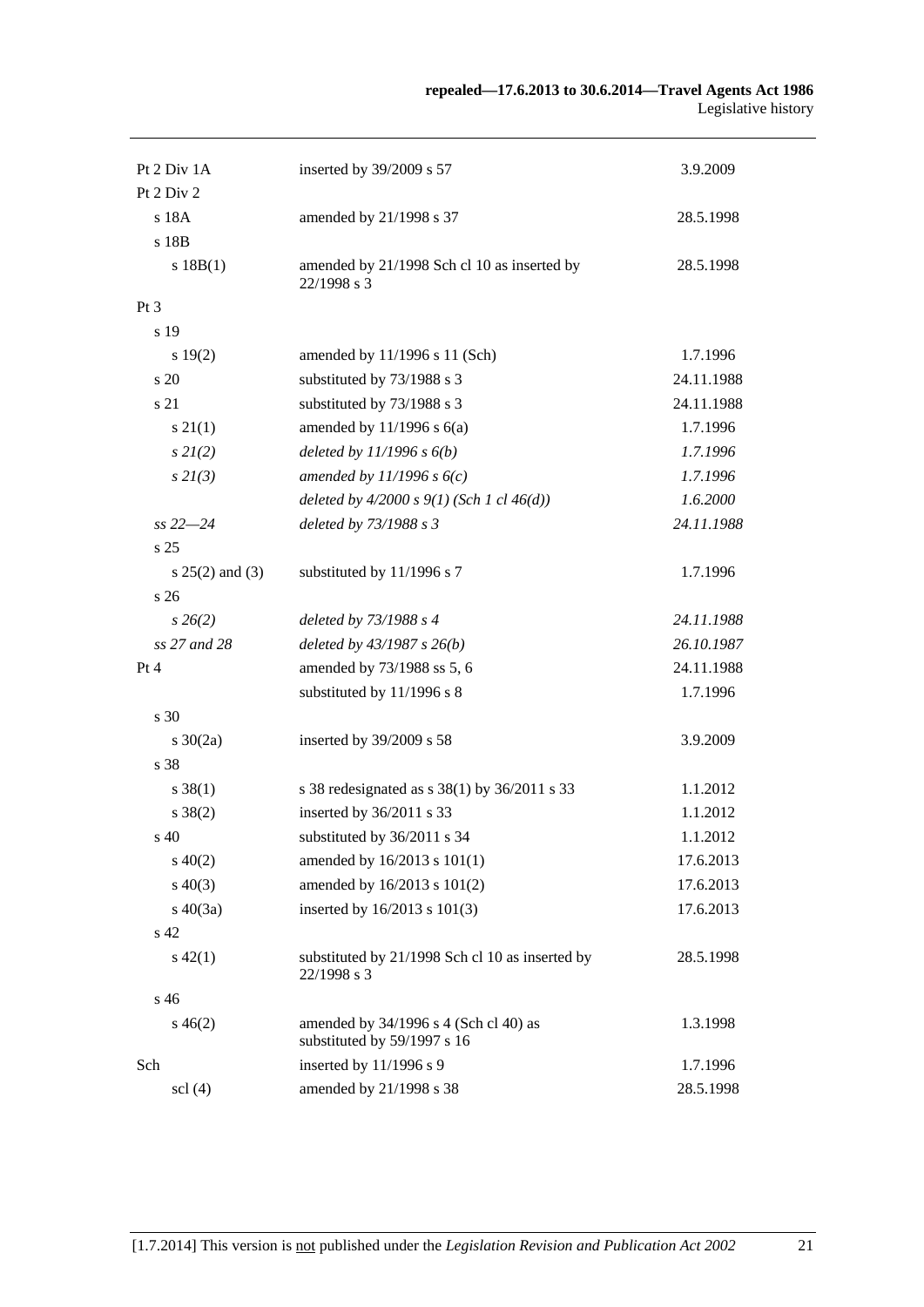| | | |
|---|---|---|
| Pt 2 Div 1A | inserted by 39/2009 s 57 | 3.9.2009 |
| Pt 2 Div 2 | | |
| s 18A | amended by 21/1998 s 37 | 28.5.1998 |
| s 18B | | |
| s 18B(1) | amended by 21/1998 Sch cl 10 as inserted by 22/1998 s 3 | 28.5.1998 |
| Pt 3 | | |
| s 19 | | |
| s 19(2) | amended by 11/1996 s 11 (Sch) | 1.7.1996 |
| s 20 | substituted by 73/1988 s 3 | 24.11.1988 |
| s 21 | substituted by 73/1988 s 3 | 24.11.1988 |
| s 21(1) | amended by 11/1996 s 6(a) | 1.7.1996 |
| *s 21(2)* | *deleted by 11/1996 s 6(b)* | *1.7.1996* |
| *s 21(3)* | *amended by 11/1996 s 6(c)* | *1.7.1996* |
| | *deleted by 4/2000 s 9(1) (Sch 1 cl 46(d))* | *1.6.2000* |
| *ss 22—24* | *deleted by 73/1988 s 3* | *24.11.1988* |
| s 25 | | |
| s 25(2) and (3) | substituted by 11/1996 s 7 | 1.7.1996 |
| s 26 | | |
| *s 26(2)* | *deleted by 73/1988 s 4* | *24.11.1988* |
| *ss 27 and 28* | *deleted by 43/1987 s 26(b)* | *26.10.1987* |
| Pt 4 | amended by 73/1988 ss 5, 6 | 24.11.1988 |
| | substituted by 11/1996 s 8 | 1.7.1996 |
| s 30 | | |
| s 30(2a) | inserted by 39/2009 s 58 | 3.9.2009 |
| s 38 | | |
| s 38(1) | s 38 redesignated as s 38(1) by 36/2011 s 33 | 1.1.2012 |
| s 38(2) | inserted by 36/2011 s 33 | 1.1.2012 |
| s 40 | substituted by 36/2011 s 34 | 1.1.2012 |
| s 40(2) | amended by 16/2013 s 101(1) | 17.6.2013 |
| s 40(3) | amended by 16/2013 s 101(2) | 17.6.2013 |
| s 40(3a) | inserted by 16/2013 s 101(3) | 17.6.2013 |
| s 42 | | |
| s 42(1) | substituted by 21/1998 Sch cl 10 as inserted by 22/1998 s 3 | 28.5.1998 |
| s 46 | | |
| s 46(2) | amended by 34/1996 s 4 (Sch cl 40) as substituted by 59/1997 s 16 | 1.3.1998 |
| Sch | inserted by 11/1996 s 9 | 1.7.1996 |
| scl (4) | amended by 21/1998 s 38 | 28.5.1998 |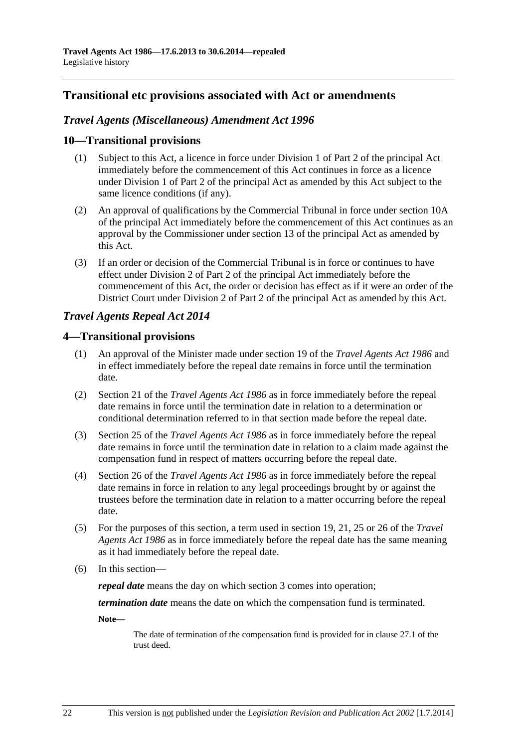## Transitional etc provisions associated with Act or amendments

### *Travel Agents (Miscellaneous) Amendment Act 1996*

### 10—Transitional provisions

(1) Subject to this Act, a licence in force under Division 1 of Part 2 of the principal Act immediately before the commencement of this Act continues in force as a licence under Division 1 of Part 2 of the principal Act as amended by this Act subject to the same licence conditions (if any).

(2) An approval of qualifications by the Commercial Tribunal in force under section 10A of the principal Act immediately before the commencement of this Act continues as an approval by the Commissioner under section 13 of the principal Act as amended by this Act.

(3) If an order or decision of the Commercial Tribunal is in force or continues to have effect under Division 2 of Part 2 of the principal Act immediately before the commencement of this Act, the order or decision has effect as if it were an order of the District Court under Division 2 of Part 2 of the principal Act as amended by this Act.

### *Travel Agents Repeal Act 2014*

### 4—Transitional provisions

(1) An approval of the Minister made under section 19 of the *Travel Agents Act 1986* and in effect immediately before the repeal date remains in force until the termination date.

(2) Section 21 of the *Travel Agents Act 1986* as in force immediately before the repeal date remains in force until the termination date in relation to a determination or conditional determination referred to in that section made before the repeal date.

(3) Section 25 of the *Travel Agents Act 1986* as in force immediately before the repeal date remains in force until the termination date in relation to a claim made against the compensation fund in respect of matters occurring before the repeal date.

(4) Section 26 of the *Travel Agents Act 1986* as in force immediately before the repeal date remains in force in relation to any legal proceedings brought by or against the trustees before the termination date in relation to a matter occurring before the repeal date.

(5) For the purposes of this section, a term used in section 19, 21, 25 or 26 of the *Travel Agents Act 1986* as in force immediately before the repeal date has the same meaning as it had immediately before the repeal date.

(6) In this section—

***repeal date*** means the day on which section 3 comes into operation;

***termination date*** means the date on which the compensation fund is terminated.

**Note—**

The date of termination of the compensation fund is provided for in clause 27.1 of the trust deed.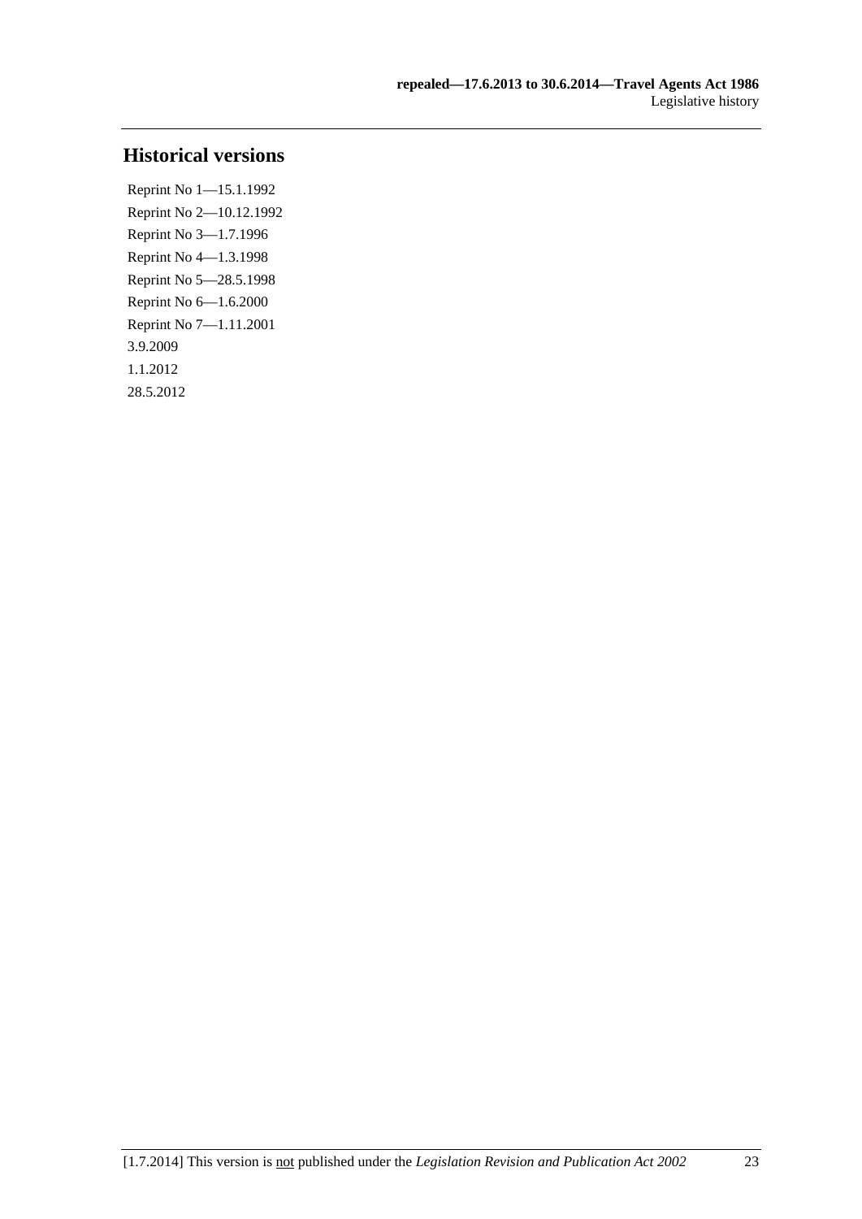## Historical versions

Reprint No 1—15.1.1992

Reprint No 2—10.12.1992

Reprint No 3—1.7.1996

Reprint No 4—1.3.1998

Reprint No 5—28.5.1998

Reprint No 6—1.6.2000

Reprint No 7—1.11.2001

3.9.2009

1.1.2012

28.5.2012